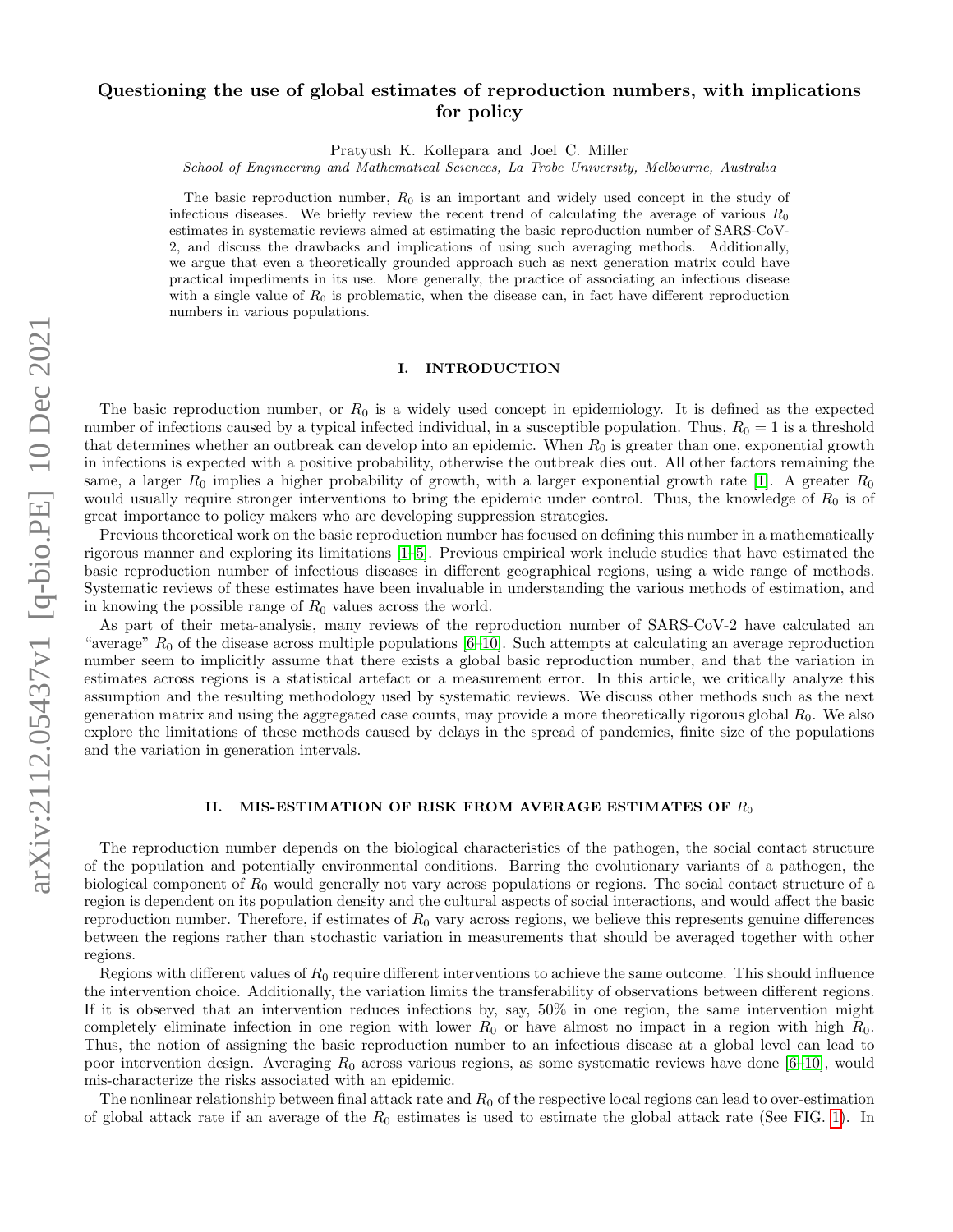# Questioning the use of global estimates of reproduction numbers, with implications for policy

Pratyush K. Kollepara and Joel C. Miller

*School of Engineering and Mathematical Sciences, La Trobe University, Melbourne, Australia*

The basic reproduction number, $R_0$ is an important and widely used concept in the study of infectious diseases. We briefly review the recent trend of calculating the average of various $R_0$ estimates in systematic reviews aimed at estimating the basic reproduction number of SARS-CoV-2, and discuss the drawbacks and implications of using such averaging methods. Additionally, we argue that even a theoretically grounded approach such as next generation matrix could have practical impediments in its use. More generally, the practice of associating an infectious disease with a single value of $R_0$ is problematic, when the disease can, in fact have different reproduction numbers in various populations.

## I. INTRODUCTION

The basic reproduction number, or $R_0$ is a widely used concept in epidemiology. It is defined as the expected number of infections caused by a typical infected individual, in a susceptible population. Thus, $R_0 = 1$ is a threshold that determines whether an outbreak can develop into an epidemic. When $R_0$ is greater than one, exponential growth in infections is expected with a positive probability, otherwise the outbreak dies out. All other factors remaining the same, a larger $R_0$ implies a higher probability of growth, with a larger exponential growth rate [1]. A greater $R_0$ would usually require stronger interventions to bring the epidemic under control. Thus, the knowledge of $R_0$ is of great importance to policy makers who are developing suppression strategies.

Previous theoretical work on the basic reproduction number has focused on defining this number in a mathematically rigorous manner and exploring its limitations [1–5]. Previous empirical work include studies that have estimated the basic reproduction number of infectious diseases in different geographical regions, using a wide range of methods. Systematic reviews of these estimates have been invaluable in understanding the various methods of estimation, and in knowing the possible range of $R_0$ values across the world.

As part of their meta-analysis, many reviews of the reproduction number of SARS-CoV-2 have calculated an "average" $R_0$ of the disease across multiple populations [6–10]. Such attempts at calculating an average reproduction number seem to implicitly assume that there exists a global basic reproduction number, and that the variation in estimates across regions is a statistical artefact or a measurement error. In this article, we critically analyze this assumption and the resulting methodology used by systematic reviews. We discuss other methods such as the next generation matrix and using the aggregated case counts, may provide a more theoretically rigorous global $R_0$. We also explore the limitations of these methods caused by delays in the spread of pandemics, finite size of the populations and the variation in generation intervals.

## II. MIS-ESTIMATION OF RISK FROM AVERAGE ESTIMATES OF $R_0$

The reproduction number depends on the biological characteristics of the pathogen, the social contact structure of the population and potentially environmental conditions. Barring the evolutionary variants of a pathogen, the biological component of $R_0$ would generally not vary across populations or regions. The social contact structure of a region is dependent on its population density and the cultural aspects of social interactions, and would affect the basic reproduction number. Therefore, if estimates of $R_0$ vary across regions, we believe this represents genuine differences between the regions rather than stochastic variation in measurements that should be averaged together with other regions.

Regions with different values of $R_0$ require different interventions to achieve the same outcome. This should influence the intervention choice. Additionally, the variation limits the transferability of observations between different regions. If it is observed that an intervention reduces infections by, say, 50% in one region, the same intervention might completely eliminate infection in one region with lower $R_0$ or have almost no impact in a region with high $R_0$. Thus, the notion of assigning the basic reproduction number to an infectious disease at a global level can lead to poor intervention design. Averaging $R_0$ across various regions, as some systematic reviews have done [6–10], would mis-characterize the risks associated with an epidemic.

The nonlinear relationship between final attack rate and $R_0$ of the respective local regions can lead to over-estimation of global attack rate if an average of the $R_0$ estimates is used to estimate the global attack rate (See FIG. 1). In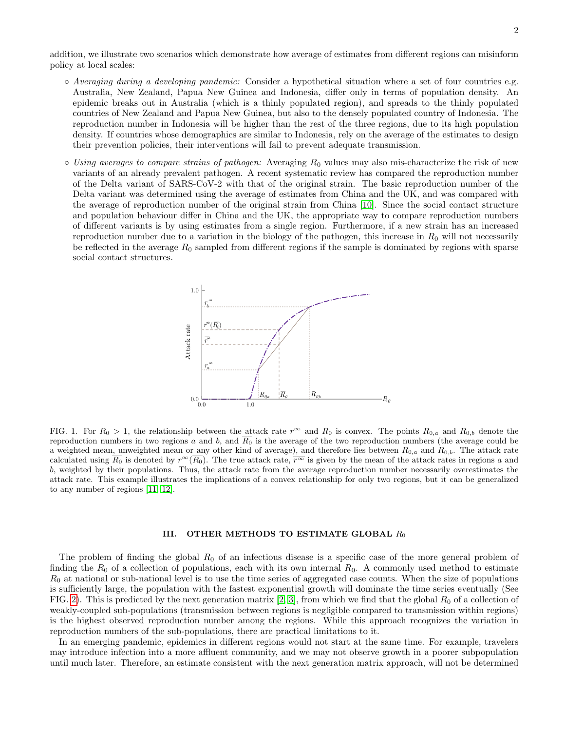addition, we illustrate two scenarios which demonstrate how average of estimates from different regions can misinform policy at local scales:

- *Averaging during a developing pandemic:* Consider a hypothetical situation where a set of four countries e.g. Australia, New Zealand, Papua New Guinea and Indonesia, differ only in terms of population density. An epidemic breaks out in Australia (which is a thinly populated region), and spreads to the thinly populated countries of New Zealand and Papua New Guinea, but also to the densely populated country of Indonesia. The reproduction number in Indonesia will be higher than the rest of the three regions, due to its high population density. If countries whose demographics are similar to Indonesia, rely on the average of the estimates to design their prevention policies, their interventions will fail to prevent adequate transmission.

- *Using averages to compare strains of pathogen:* Averaging $R_0$ values may also mis-characterize the risk of new variants of an already prevalent pathogen. A recent systematic review has compared the reproduction number of the Delta variant of SARS-CoV-2 with that of the original strain. The basic reproduction number of the Delta variant was determined using the average of estimates from China and the UK, and was compared with the average of reproduction number of the original strain from China [10]. Since the social contact structure and population behaviour differ in China and the UK, the appropriate way to compare reproduction numbers of different variants is by using estimates from a single region. Furthermore, if a new strain has an increased reproduction number due to a variation in the biology of the pathogen, this increase in $R_0$ will not necessarily be reflected in the average $R_0$ sampled from different regions if the sample is dominated by regions with sparse social contact structures.

FIG. 1. For $R_0 > 1$, the relationship between the attack rate $r^\infty$ and $R_0$ is convex. The points $R_{0,a}$ and $R_{0,b}$ denote the reproduction numbers in two regions $a$ and $b$, and $\overline{R_0}$ is the average of the two reproduction numbers (the average could be a weighted mean, unweighted mean or any other kind of average), and therefore lies between $R_{0,a}$ and $R_{0,b}$. The attack rate calculated using $\overline{R_0}$ is denoted by $r^\infty(\overline{R_0})$. The true attack rate, $\overline{r^\infty}$ is given by the mean of the attack rates in regions $a$ and $b$, weighted by their populations. Thus, the attack rate from the average reproduction number necessarily overestimates the attack rate. This example illustrates the implications of a convex relationship for only two regions, but it can be generalized to any number of regions [11, 12].

## III. OTHER METHODS TO ESTIMATE GLOBAL $R_0$

The problem of finding the global $R_0$ of an infectious disease is a specific case of the more general problem of finding the $R_0$ of a collection of populations, each with its own internal $R_0$. A commonly used method to estimate $R_0$ at national or sub-national level is to use the time series of aggregated case counts. When the size of populations is sufficiently large, the population with the fastest exponential growth will dominate the time series eventually (See FIG. 2). This is predicted by the next generation matrix [2, 3], from which we find that the global $R_0$ of a collection of weakly-coupled sub-populations (transmission between regions is negligible compared to transmission within regions) is the highest observed reproduction number among the regions. While this approach recognizes the variation in reproduction numbers of the sub-populations, there are practical limitations to it.

In an emerging pandemic, epidemics in different regions would not start at the same time. For example, travelers may introduce infection into a more affluent community, and we may not observe growth in a poorer subpopulation until much later. Therefore, an estimate consistent with the next generation matrix approach, will not be determined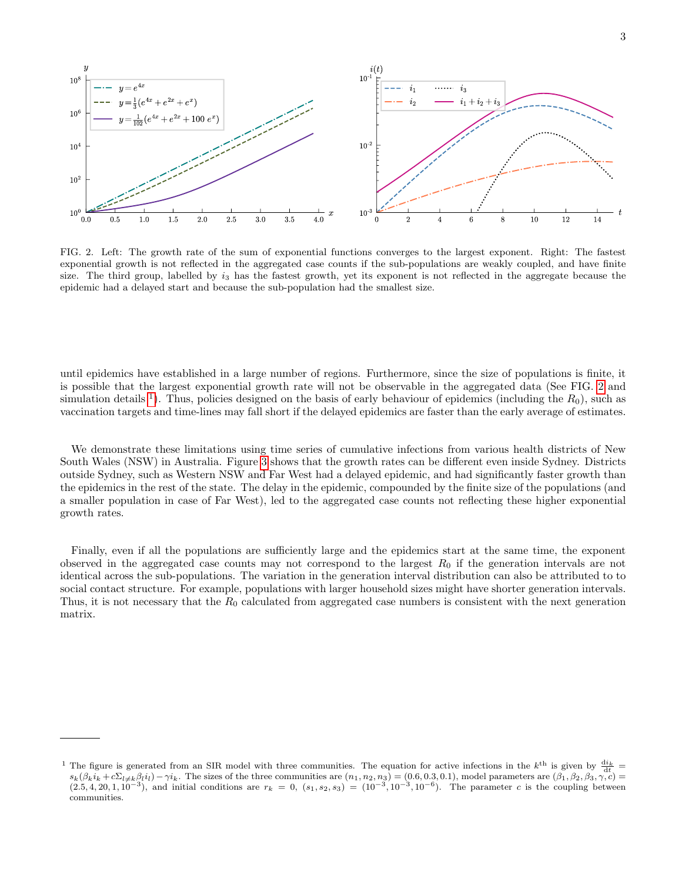FIG. 2. Left: The growth rate of the sum of exponential functions converges to the largest exponent. Right: The fastest exponential growth is not reflected in the aggregated case counts if the sub-populations are weakly coupled, and have finite size. The third group, labelled by $i_3$ has the fastest growth, yet its exponent is not reflected in the aggregate because the epidemic had a delayed start and because the sub-population had the smallest size.

until epidemics have established in a large number of regions. Furthermore, since the size of populations is finite, it is possible that the largest exponential growth rate will not be observable in the aggregated data (See FIG. 2 and simulation details [1]). Thus, policies designed on the basis of early behaviour of epidemics (including the $R_0$), such as vaccination targets and time-lines may fall short if the delayed epidemics are faster than the early average of estimates.

We demonstrate these limitations using time series of cumulative infections from various health districts of New South Wales (NSW) in Australia. Figure 3 shows that the growth rates can be different even inside Sydney. Districts outside Sydney, such as Western NSW and Far West had a delayed epidemic, and had significantly faster growth than the epidemics in the rest of the state. The delay in the epidemic, compounded by the finite size of the populations (and a smaller population in case of Far West), led to the aggregated case counts not reflecting these higher exponential growth rates.

Finally, even if all the populations are sufficiently large and the epidemics start at the same time, the exponent observed in the aggregated case counts may not correspond to the largest $R_0$ if the generation intervals are not identical across the sub-populations. The variation in the generation interval distribution can also be attributed to social contact structure. For example, populations with larger household sizes might have shorter generation intervals. Thus, it is not necessary that the $R_0$ calculated from aggregated case numbers is consistent with the next generation matrix.

[1] The figure is generated from an SIR model with three communities. The equation for active infections in the $k^{\text{th}}$ is given by $\frac{\mathrm{d}i_k}{\mathrm{d}t} = s_k(\beta_k i_k + c\Sigma_{l\neq k}\beta_l i_l) - \gamma i_k$. The sizes of the three communities are $(n_1, n_2, n_3) = (0.6, 0.3, 0.1)$, model parameters are $(\beta_1, \beta_2, \beta_3, \gamma, c) = (2.5, 4, 20, 1, 10^{-3})$, and initial conditions are $r_k = 0$, $(s_1, s_2, s_3) = (10^{-3}, 10^{-3}, 10^{-6})$. The parameter $c$ is the coupling between communities.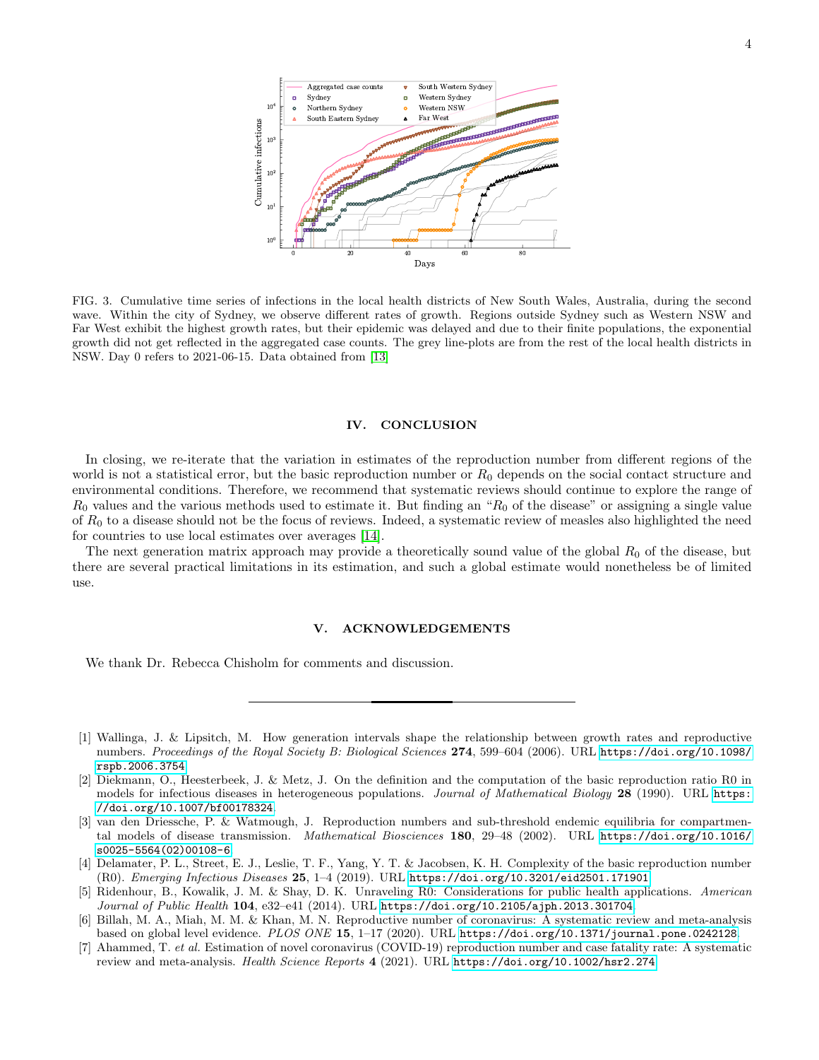FIG. 3. Cumulative time series of infections in the local health districts of New South Wales, Australia, during the second wave. Within the city of Sydney, we observe different rates of growth. Regions outside Sydney such as Western NSW and Far West exhibit the highest growth rates, but their epidemic was delayed and due to their finite populations, the exponential growth did not get reflected in the aggregated case counts. The grey line-plots are from the rest of the local health districts in NSW. Day 0 refers to 2021-06-15. Data obtained from [13]

## IV. CONCLUSION

In closing, we re-iterate that the variation in estimates of the reproduction number from different regions of the world is not a statistical error, but the basic reproduction number or $R_0$ depends on the social contact structure and environmental conditions. Therefore, we recommend that systematic reviews should continue to explore the range of $R_0$ values and the various methods used to estimate it. But finding an "$R_0$ of the disease" or assigning a single value of $R_0$ to a disease should not be the focus of reviews. Indeed, a systematic review of measles also highlighted the need for countries to use local estimates over averages [14].

The next generation matrix approach may provide a theoretically sound value of the global $R_0$ of the disease, but there are several practical limitations in its estimation, and such a global estimate would nonetheless be of limited use.

## V. ACKNOWLEDGEMENTS

We thank Dr. Rebecca Chisholm for comments and discussion.

---

[1] Wallinga, J. & Lipsitch, M. How generation intervals shape the relationship between growth rates and reproductive numbers. *Proceedings of the Royal Society B: Biological Sciences* **274**, 599–604 (2006). URL https://doi.org/10.1098/rspb.2006.3754.

[2] Diekmann, O., Heesterbeek, J. & Metz, J. On the definition and the computation of the basic reproduction ratio R0 in models for infectious diseases in heterogeneous populations. *Journal of Mathematical Biology* **28** (1990). URL https://doi.org/10.1007/bf00178324.

[3] van den Driessche, P. & Watmough, J. Reproduction numbers and sub-threshold endemic equilibria for compartmental models of disease transmission. *Mathematical Biosciences* **180**, 29–48 (2002). URL https://doi.org/10.1016/s0025-5564(02)00108-6.

[4] Delamater, P. L., Street, E. J., Leslie, T. F., Yang, Y. T. & Jacobsen, K. H. Complexity of the basic reproduction number (R0). *Emerging Infectious Diseases* **25**, 1–4 (2019). URL https://doi.org/10.3201/eid2501.171901.

[5] Ridenhour, B., Kowalik, J. M. & Shay, D. K. Unraveling R0: Considerations for public health applications. *American Journal of Public Health* **104**, e32–e41 (2014). URL https://doi.org/10.2105/ajph.2013.301704.

[6] Billah, M. A., Miah, M. M. & Khan, M. N. Reproductive number of coronavirus: A systematic review and meta-analysis based on global level evidence. *PLOS ONE* **15**, 1–17 (2020). URL https://doi.org/10.1371/journal.pone.0242128.

[7] Ahammed, T. *et al.* Estimation of novel coronavirus (COVID-19) reproduction number and case fatality rate: A systematic review and meta-analysis. *Health Science Reports* **4** (2021). URL https://doi.org/10.1002/hsr2.274.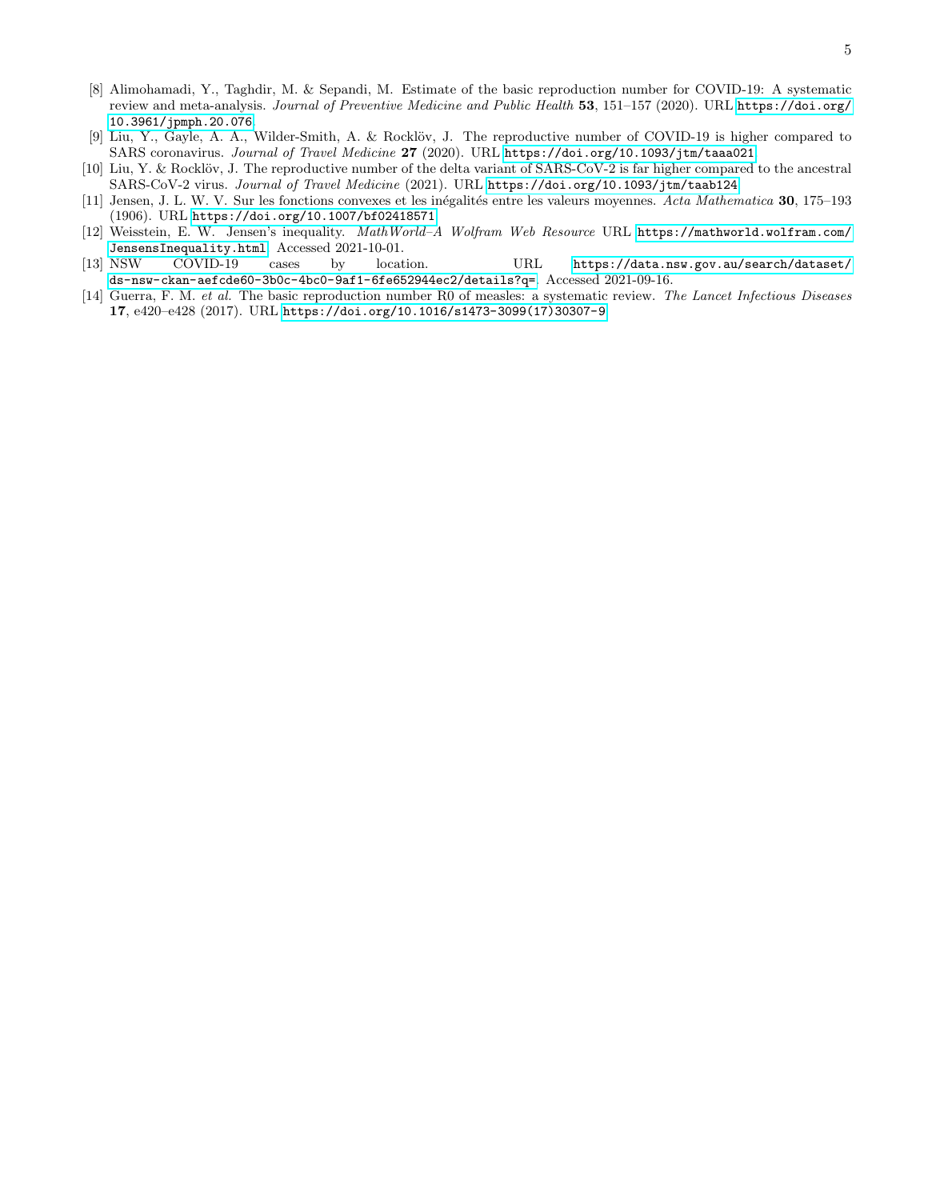[8] Alimohamadi, Y., Taghdir, M. & Sepandi, M. Estimate of the basic reproduction number for COVID-19: A systematic review and meta-analysis. *Journal of Preventive Medicine and Public Health* **53**, 151–157 (2020). URL https://doi.org/10.3961/jpmph.20.076.

[9] Liu, Y., Gayle, A. A., Wilder-Smith, A. & Rocklöv, J. The reproductive number of COVID-19 is higher compared to SARS coronavirus. *Journal of Travel Medicine* **27** (2020). URL https://doi.org/10.1093/jtm/taaa021.

[10] Liu, Y. & Rocklöv, J. The reproductive number of the delta variant of SARS-CoV-2 is far higher compared to the ancestral SARS-CoV-2 virus. *Journal of Travel Medicine* (2021). URL https://doi.org/10.1093/jtm/taab124.

[11] Jensen, J. L. W. V. Sur les fonctions convexes et les inégalités entre les valeurs moyennes. *Acta Mathematica* **30**, 175–193 (1906). URL https://doi.org/10.1007/bf02418571.

[12] Weisstein, E. W. Jensen's inequality. *MathWorld–A Wolfram Web Resource* URL https://mathworld.wolfram.com/JensensInequality.html. Accessed 2021-10-01.

[13] NSW COVID-19 cases by location. URL https://data.nsw.gov.au/search/dataset/ds-nsw-ckan-aefcde60-3b0c-4bc0-9af1-6fe652944ec2/details?q=. Accessed 2021-09-16.

[14] Guerra, F. M. *et al.* The basic reproduction number R0 of measles: a systematic review. *The Lancet Infectious Diseases* **17**, e420–e428 (2017). URL https://doi.org/10.1016/s1473-3099(17)30307-9.